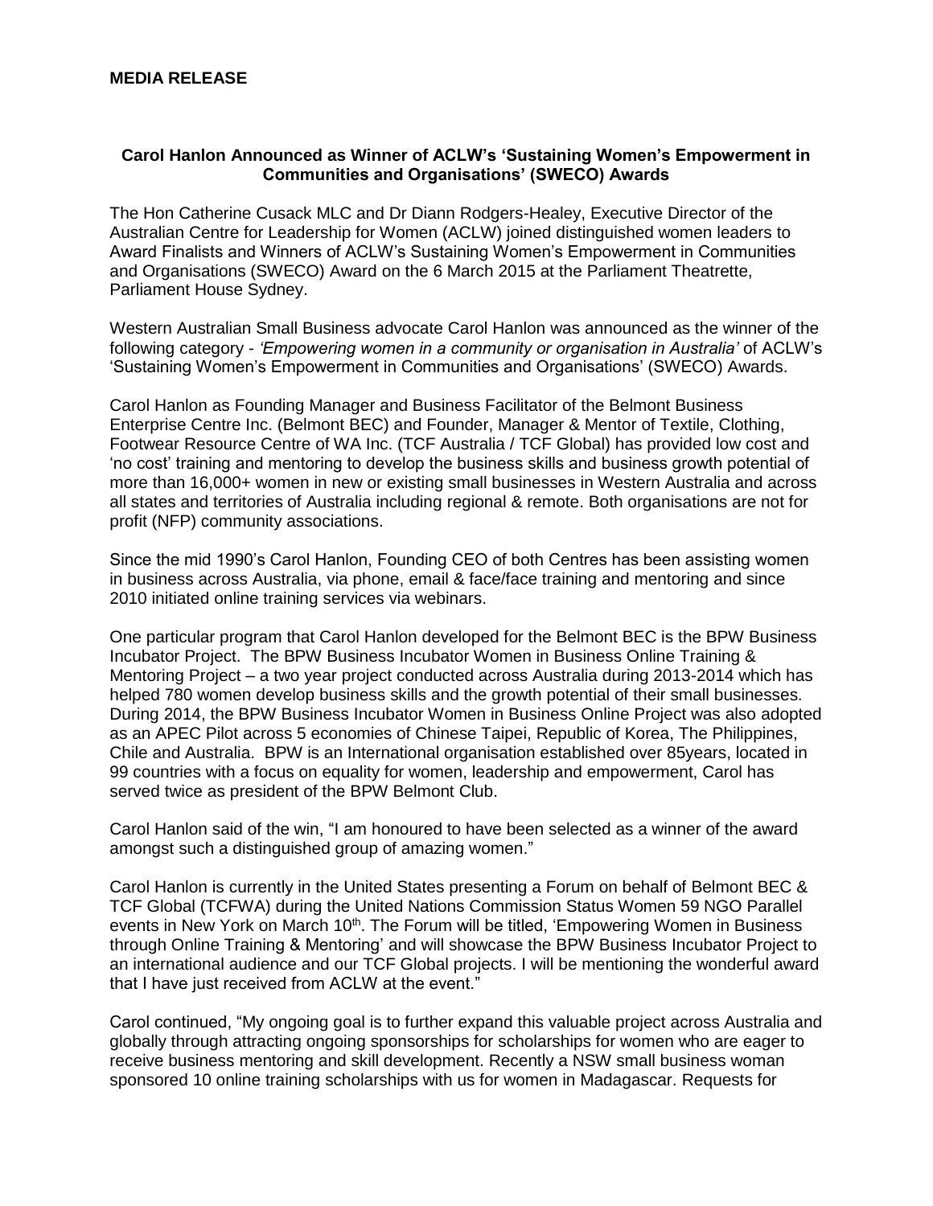**MEDIA RELEASE**

**Carol Hanlon Announced as Winner of ACLW's 'Sustaining Women's Empowerment in Communities and Organisations' (SWECO) Awards**

The Hon Catherine Cusack MLC and Dr Diann Rodgers-Healey, Executive Director of the Australian Centre for Leadership for Women (ACLW) joined distinguished women leaders to Award Finalists and Winners of ACLW's Sustaining Women's Empowerment in Communities and Organisations (SWECO) Award on the 6 March 2015 at the Parliament Theatrette, Parliament House Sydney.

Western Australian Small Business advocate Carol Hanlon was announced as the winner of the following category - *'Empowering women in a community or organisation in Australia'* of ACLW's 'Sustaining Women's Empowerment in Communities and Organisations' (SWECO) Awards.

Carol Hanlon as Founding Manager and Business Facilitator of the Belmont Business Enterprise Centre Inc. (Belmont BEC) and Founder, Manager & Mentor of Textile, Clothing, Footwear Resource Centre of WA Inc. (TCF Australia / TCF Global) has provided low cost and 'no cost' training and mentoring to develop the business skills and business growth potential of more than 16,000+ women in new or existing small businesses in Western Australia and across all states and territories of Australia including regional & remote. Both organisations are not for profit (NFP) community associations.

Since the mid 1990's Carol Hanlon, Founding CEO of both Centres has been assisting women in business across Australia, via phone, email & face/face training and mentoring and since 2010 initiated online training services via webinars.

One particular program that Carol Hanlon developed for the Belmont BEC is the BPW Business Incubator Project. The BPW Business Incubator Women in Business Online Training & Mentoring Project – a two year project conducted across Australia during 2013-2014 which has helped 780 women develop business skills and the growth potential of their small businesses. During 2014, the BPW Business Incubator Women in Business Online Project was also adopted as an APEC Pilot across 5 economies of Chinese Taipei, Republic of Korea, The Philippines, Chile and Australia. BPW is an International organisation established over 85years, located in 99 countries with a focus on equality for women, leadership and empowerment, Carol has served twice as president of the BPW Belmont Club.

Carol Hanlon said of the win, "I am honoured to have been selected as a winner of the award amongst such a distinguished group of amazing women."

Carol Hanlon is currently in the United States presenting a Forum on behalf of Belmont BEC & TCF Global (TCFWA) during the United Nations Commission Status Women 59 NGO Parallel events in New York on March 10th. The Forum will be titled, 'Empowering Women in Business through Online Training & Mentoring' and will showcase the BPW Business Incubator Project to an international audience and our TCF Global projects. I will be mentioning the wonderful award that I have just received from ACLW at the event."

Carol continued, "My ongoing goal is to further expand this valuable project across Australia and globally through attracting ongoing sponsorships for scholarships for women who are eager to receive business mentoring and skill development. Recently a NSW small business woman sponsored 10 online training scholarships with us for women in Madagascar. Requests for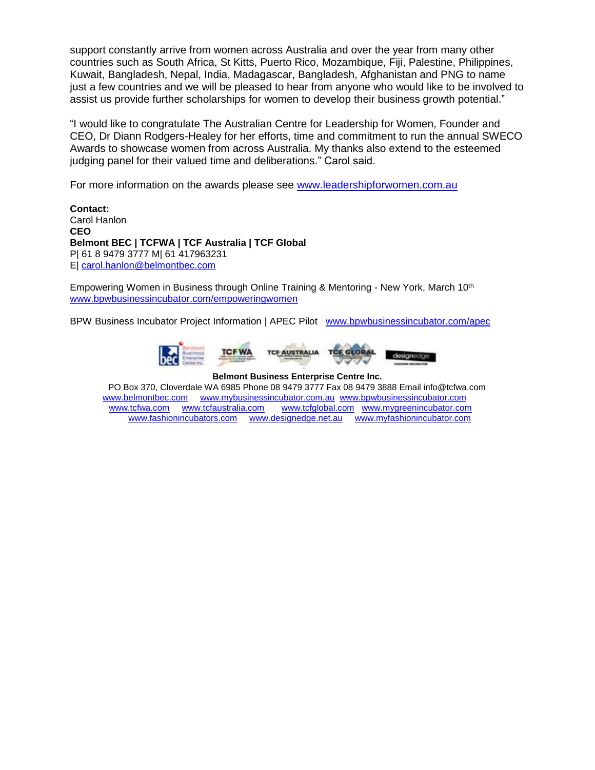support constantly arrive from women across Australia and over the year from many other countries such as South Africa, St Kitts, Puerto Rico, Mozambique, Fiji, Palestine, Philippines, Kuwait, Bangladesh, Nepal, India, Madagascar, Bangladesh, Afghanistan and PNG to name just a few countries and we will be pleased to hear from anyone who would like to be involved to assist us provide further scholarships for women to develop their business growth potential."

"I would like to congratulate The Australian Centre for Leadership for Women, Founder and CEO, Dr Diann Rodgers-Healey for her efforts, time and commitment to run the annual SWECO Awards to showcase women from across Australia. My thanks also extend to the esteemed judging panel for their valued time and deliberations." Carol said.

For more information on the awards please see www.leadershipforwomen.com.au

**Contact:**
Carol Hanlon
**CEO**
**Belmont BEC | TCFWA | TCF Australia | TCF Global**
P| 61 8 9479 3777 M| 61 417963231
E| carol.hanlon@belmontbec.com

Empowering Women in Business through Online Training & Mentoring - New York, March 10th
www.bpwbusinessincubator.com/empoweringwomen

BPW Business Incubator Project Information | APEC Pilot www.bpwbusinessincubator.com/apec

**Belmont Business Enterprise Centre Inc.**
PO Box 370, Cloverdale WA 6985 Phone 08 9479 3777 Fax 08 9479 3888 Email info@tcfwa.com
www.belmontbec.com www.mybusinessincubator.com.au www.bpwbusinessincubator.com
www.tcfwa.com www.tcfaustralia.com www.tcfglobal.com www.mygreenincubator.com
www.fashionincubators.com www.designedge.net.au www.myfashionincubator.com